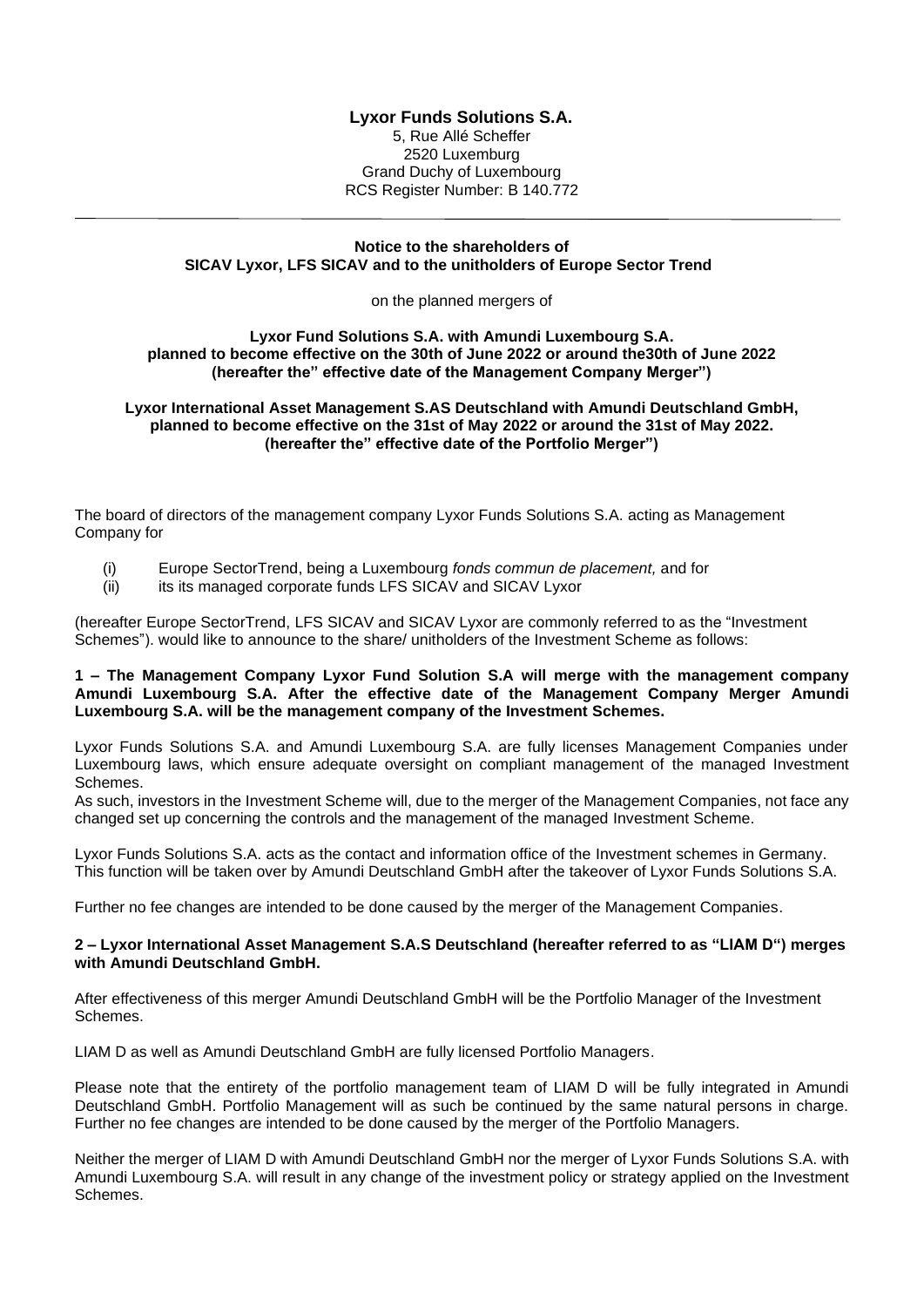**Lyxor Funds Solutions S.A.**
5, Rue Allé Scheffer
2520 Luxemburg
Grand Duchy of Luxembourg
RCS Register Number: B 140.772

---

**Notice to the shareholders of**
**SICAV Lyxor, LFS SICAV and to the unitholders of Europe Sector Trend**

on the planned mergers of

**Lyxor Fund Solutions S.A. with Amundi Luxembourg S.A.**
**planned to become effective on the 30th of June 2022 or around the30th of June 2022**
**(hereafter the" effective date of the Management Company Merger")**

**Lyxor International Asset Management S.AS Deutschland with Amundi Deutschland GmbH,**
**planned to become effective on the 31st of May 2022 or around the 31st of May 2022.**
**(hereafter the" effective date of the Portfolio Merger")**

The board of directors of the management company Lyxor Funds Solutions S.A. acting as Management Company for

(i) Europe SectorTrend, being a Luxembourg *fonds commun de placement,* and for
(ii) its its managed corporate funds LFS SICAV and SICAV Lyxor

(hereafter Europe SectorTrend, LFS SICAV and SICAV Lyxor are commonly referred to as the "Investment Schemes"). would like to announce to the share/ unitholders of the Investment Scheme as follows:

**1 – The Management Company Lyxor Fund Solution S.A will merge with the management company Amundi Luxembourg S.A. After the effective date of the Management Company Merger Amundi Luxembourg S.A. will be the management company of the Investment Schemes.**

Lyxor Funds Solutions S.A. and Amundi Luxembourg S.A. are fully licenses Management Companies under Luxembourg laws, which ensure adequate oversight on compliant management of the managed Investment Schemes.
As such, investors in the Investment Scheme will, due to the merger of the Management Companies, not face any changed set up concerning the controls and the management of the managed Investment Scheme.

Lyxor Funds Solutions S.A. acts as the contact and information office of the Investment schemes in Germany. This function will be taken over by Amundi Deutschland GmbH after the takeover of Lyxor Funds Solutions S.A.

Further no fee changes are intended to be done caused by the merger of the Management Companies.

**2 – Lyxor International Asset Management S.A.S Deutschland (hereafter referred to as "LIAM D") merges with Amundi Deutschland GmbH.**

After effectiveness of this merger Amundi Deutschland GmbH will be the Portfolio Manager of the Investment Schemes.

LIAM D as well as Amundi Deutschland GmbH are fully licensed Portfolio Managers.

Please note that the entirety of the portfolio management team of LIAM D will be fully integrated in Amundi Deutschland GmbH. Portfolio Management will as such be continued by the same natural persons in charge. Further no fee changes are intended to be done caused by the merger of the Portfolio Managers.

Neither the merger of LIAM D with Amundi Deutschland GmbH nor the merger of Lyxor Funds Solutions S.A. with Amundi Luxembourg S.A. will result in any change of the investment policy or strategy applied on the Investment Schemes.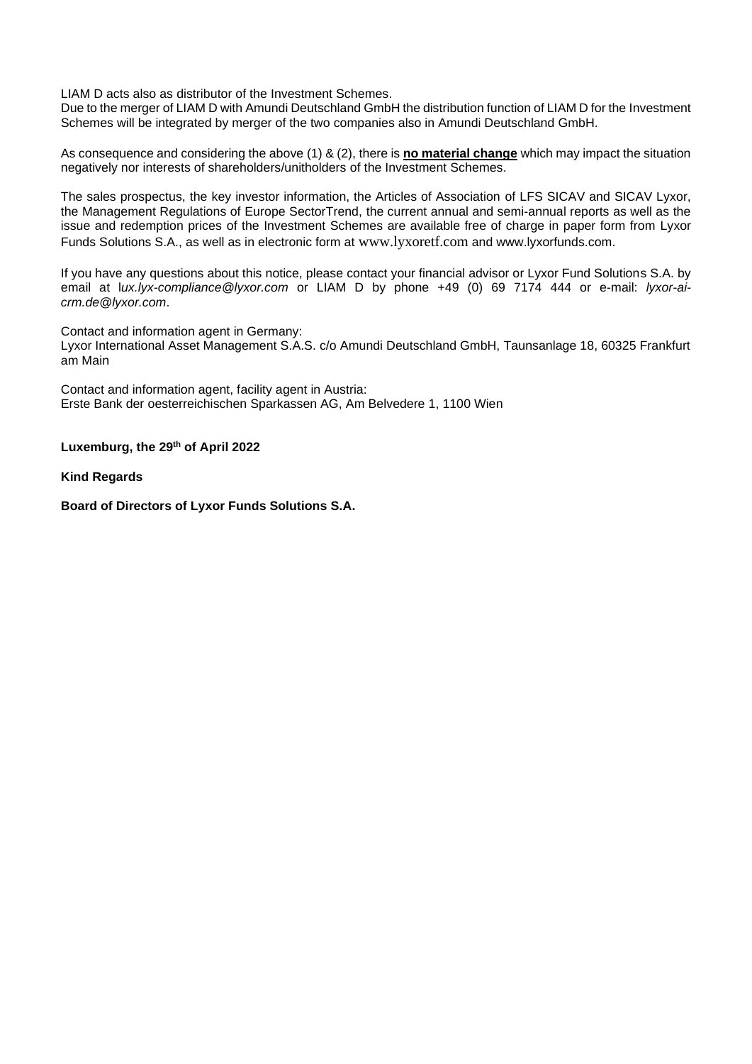LIAM D acts also as distributor of the Investment Schemes.
Due to the merger of LIAM D with Amundi Deutschland GmbH the distribution function of LIAM D for the Investment Schemes will be integrated by merger of the two companies also in Amundi Deutschland GmbH.

As consequence and considering the above (1) & (2), there is **no material change** which may impact the situation negatively nor interests of shareholders/unitholders of the Investment Schemes.

The sales prospectus, the key investor information, the Articles of Association of LFS SICAV and SICAV Lyxor, the Management Regulations of Europe SectorTrend, the current annual and semi-annual reports as well as the issue and redemption prices of the Investment Schemes are available free of charge in paper form from Lyxor Funds Solutions S.A., as well as in electronic form at www.lyxoretf.com and www.lyxorfunds.com.

If you have any questions about this notice, please contact your financial advisor or Lyxor Fund Solutions S.A. by email at l*ux.lyx-compliance@lyxor.com* or LIAM D by phone +49 (0) 69 7174 444 or e-mail: *lyxor-ai-crm.de@lyxor.com*.

Contact and information agent in Germany:
Lyxor International Asset Management S.A.S. c/o Amundi Deutschland GmbH, Taunsanlage 18, 60325 Frankfurt am Main

Contact and information agent, facility agent in Austria:
Erste Bank der oesterreichischen Sparkassen AG, Am Belvedere 1, 1100 Wien

**Luxemburg, the 29th of April 2022**

**Kind Regards**

**Board of Directors of Lyxor Funds Solutions S.A.**